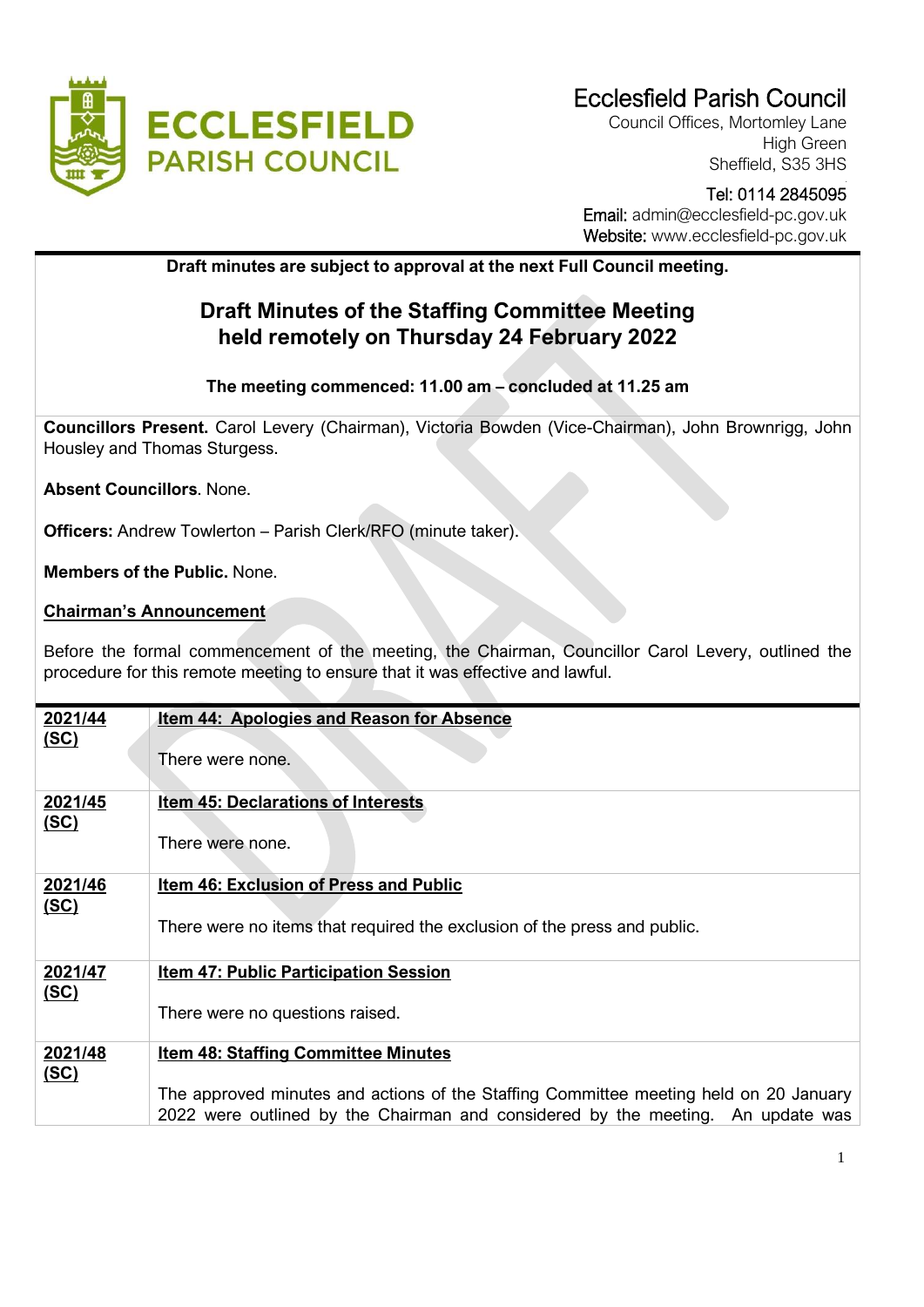# Ecclesfield Parish Council

Council Offices, Mortomley Lane
High Green
Sheffield, S35 3HS

Tel: 0114 2845095
Email: admin@ecclesfield-pc.gov.uk
Website: www.ecclesfield-pc.gov.uk

**Draft minutes are subject to approval at the next Full Council meeting.**

## Draft Minutes of the Staffing Committee Meeting held remotely on Thursday 24 February 2022

**The meeting commenced: 11.00 am – concluded at 11.25 am**

**Councillors Present.** Carol Levery (Chairman), Victoria Bowden (Vice-Chairman), John Brownrigg, John Housley and Thomas Sturgess.

**Absent Councillors**. None.

**Officers:** Andrew Towlerton – Parish Clerk/RFO (minute taker).

**Members of the Public.** None.

**Chairman's Announcement**

Before the formal commencement of the meeting, the Chairman, Councillor Carol Levery, outlined the procedure for this remote meeting to ensure that it was effective and lawful.

| | |
|---|---|
| **2021/44 (SC)** | **Item 44: Apologies and Reason for Absence**<br><br>There were none. |
| **2021/45 (SC)** | **Item 45: Declarations of Interests**<br><br>There were none. |
| **2021/46 (SC)** | **Item 46: Exclusion of Press and Public**<br><br>There were no items that required the exclusion of the press and public. |
| **2021/47 (SC)** | **Item 47: Public Participation Session**<br><br>There were no questions raised. |
| **2021/48 (SC)** | **Item 48: Staffing Committee Minutes**<br><br>The approved minutes and actions of the Staffing Committee meeting held on 20 January 2022 were outlined by the Chairman and considered by the meeting. An update was |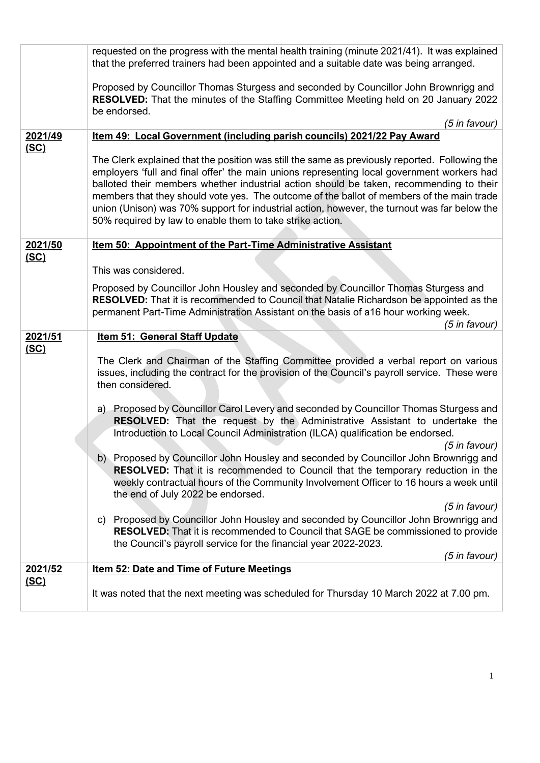| | |
|---|---|
| | requested on the progress with the mental health training (minute 2021/41). It was explained that the preferred trainers had been appointed and a suitable date was being arranged.<br><br>Proposed by Councillor Thomas Sturgess and seconded by Councillor John Brownrigg and **RESOLVED:** That the minutes of the Staffing Committee Meeting held on 20 January 2022 be endorsed.<br>*(5 in favour)* |
| **2021/49 (SC)** | **Item 49: Local Government (including parish councils) 2021/22 Pay Award**<br><br>The Clerk explained that the position was still the same as previously reported. Following the employers 'full and final offer' the main unions representing local government workers had balloted their members whether industrial action should be taken, recommending to their members that they should vote yes. The outcome of the ballot of members of the main trade union (Unison) was 70% support for industrial action, however, the turnout was far below the 50% required by law to enable them to take strike action. |
| **2021/50 (SC)** | **Item 50: Appointment of the Part-Time Administrative Assistant**<br><br>This was considered.<br><br>Proposed by Councillor John Housley and seconded by Councillor Thomas Sturgess and **RESOLVED:** That it is recommended to Council that Natalie Richardson be appointed as the permanent Part-Time Administration Assistant on the basis of a16 hour working week.<br>*(5 in favour)* |
| **2021/51 (SC)** | **Item 51: General Staff Update**<br><br>The Clerk and Chairman of the Staffing Committee provided a verbal report on various issues, including the contract for the provision of the Council's payroll service. These were then considered.<br><br>a) Proposed by Councillor Carol Levery and seconded by Councillor Thomas Sturgess and **RESOLVED:** That the request by the Administrative Assistant to undertake the Introduction to Local Council Administration (ILCA) qualification be endorsed.<br>*(5 in favour)*<br>b) Proposed by Councillor John Housley and seconded by Councillor John Brownrigg and **RESOLVED:** That it is recommended to Council that the temporary reduction in the weekly contractual hours of the Community Involvement Officer to 16 hours a week until the end of July 2022 be endorsed.<br>*(5 in favour)*<br>c) Proposed by Councillor John Housley and seconded by Councillor John Brownrigg and **RESOLVED:** That it is recommended to Council that SAGE be commissioned to provide the Council's payroll service for the financial year 2022-2023.<br>*(5 in favour)* |
| **2021/52 (SC)** | **Item 52: Date and Time of Future Meetings**<br><br>It was noted that the next meeting was scheduled for Thursday 10 March 2022 at 7.00 pm. |